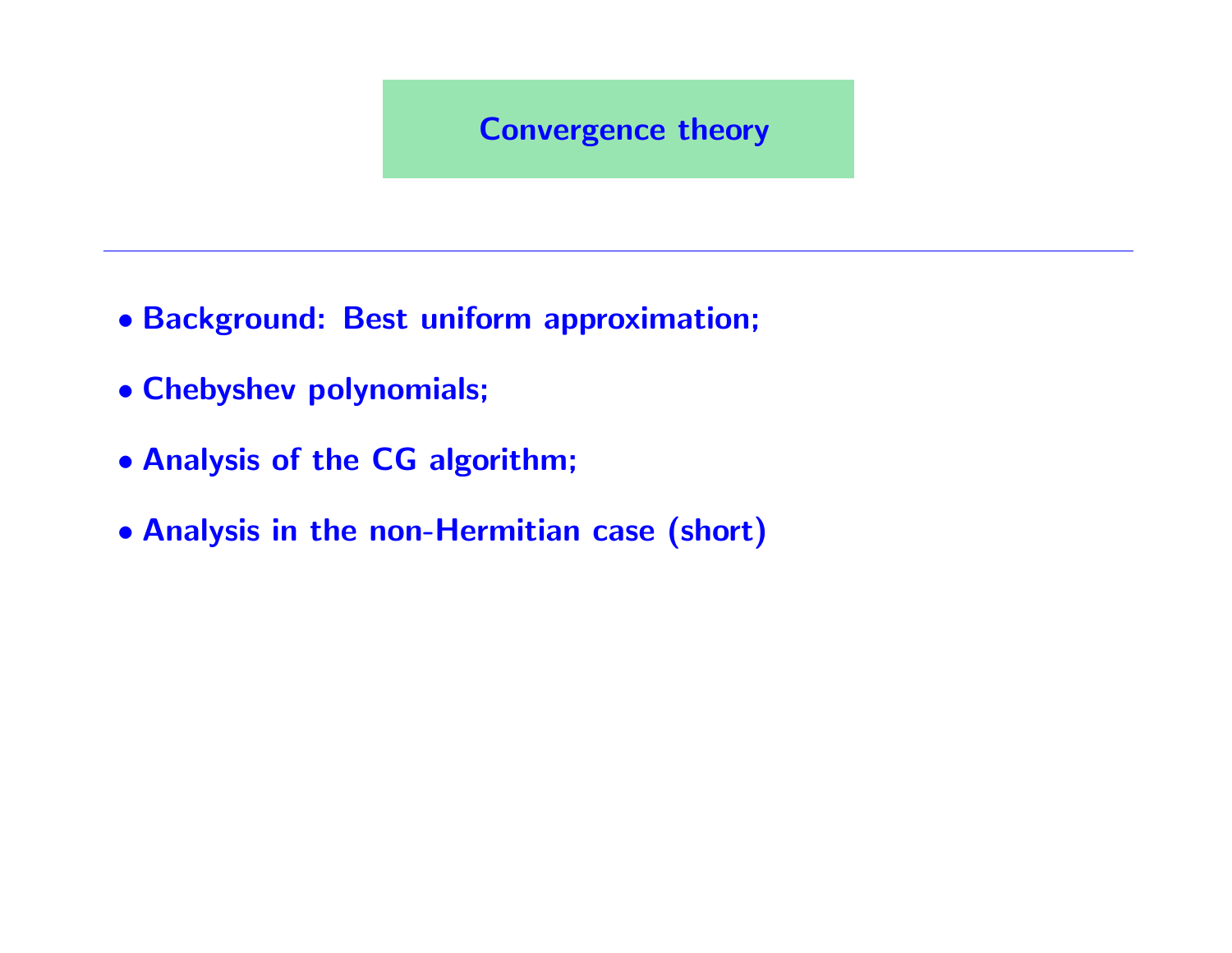# Convergence theory

---

- Background: Best uniform approximation;
- Chebyshev polynomials;
- Analysis of the CG algorithm;
- Analysis in the non-Hermitian case (short)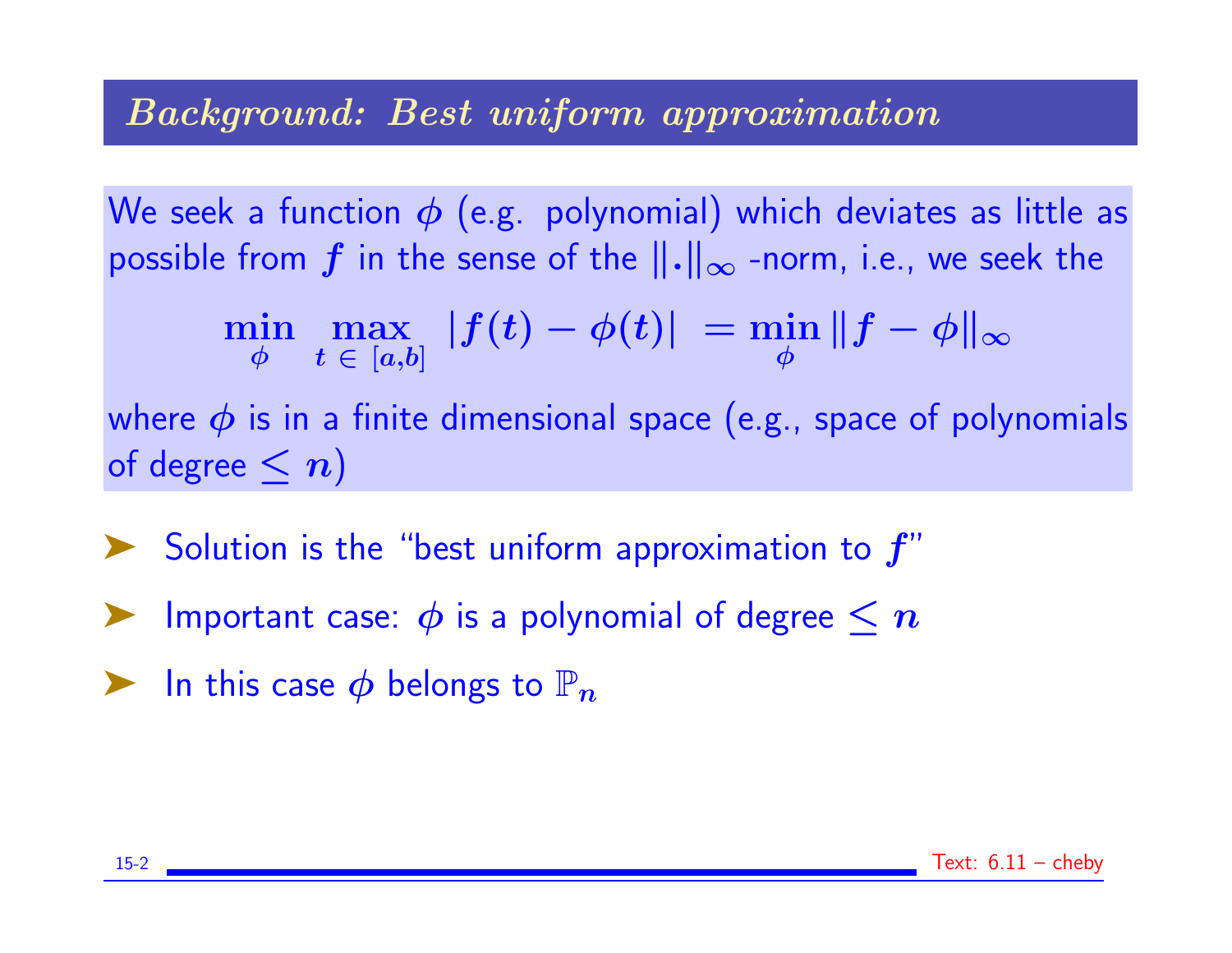## Background: Best uniform approximation

We seek a function $\phi$ (e.g. polynomial) which deviates as little as possible from $f$ in the sense of the $\|.\|_\infty$ -norm, i.e., we seek the

$$\min_{\phi} \max_{t \in [a,b]} |f(t) - \phi(t)| = \min_{\phi} \|f - \phi\|_\infty$$

where $\phi$ is in a finite dimensional space (e.g., space of polynomials of degree $\leq n$)

- Solution is the "best uniform approximation to $f$"
- Important case: $\phi$ is a polynomial of degree $\leq n$
- In this case $\phi$ belongs to $\mathbb{P}_n$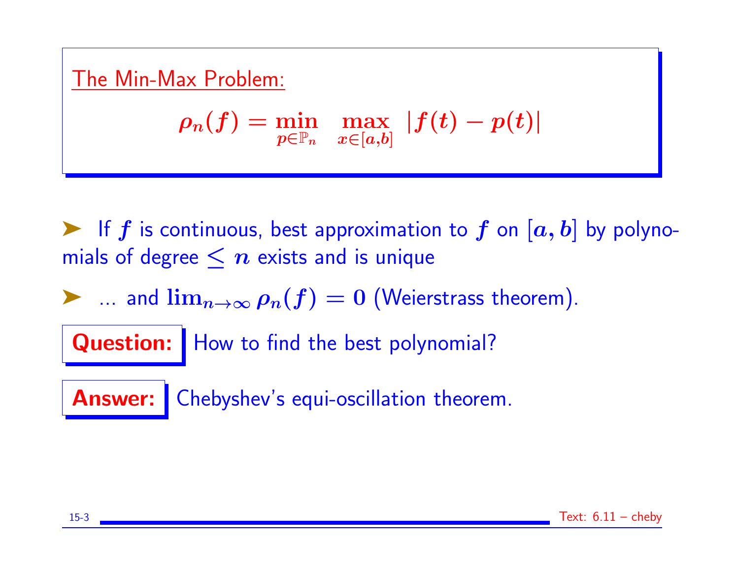**The Min-Max Problem:**

$$\rho_n(f) = \min_{p \in \mathbb{P}_n} \max_{x \in [a,b]} |f(t) - p(t)|$$

- If $f$ is continuous, best approximation to $f$ on $[a, b]$ by polynomials of degree $\leq n$ exists and is unique
- ... and $\lim_{n \to \infty} \rho_n(f) = 0$ (Weierstrass theorem).

**Question:** How to find the best polynomial?

**Answer:** Chebyshev's equi-oscillation theorem.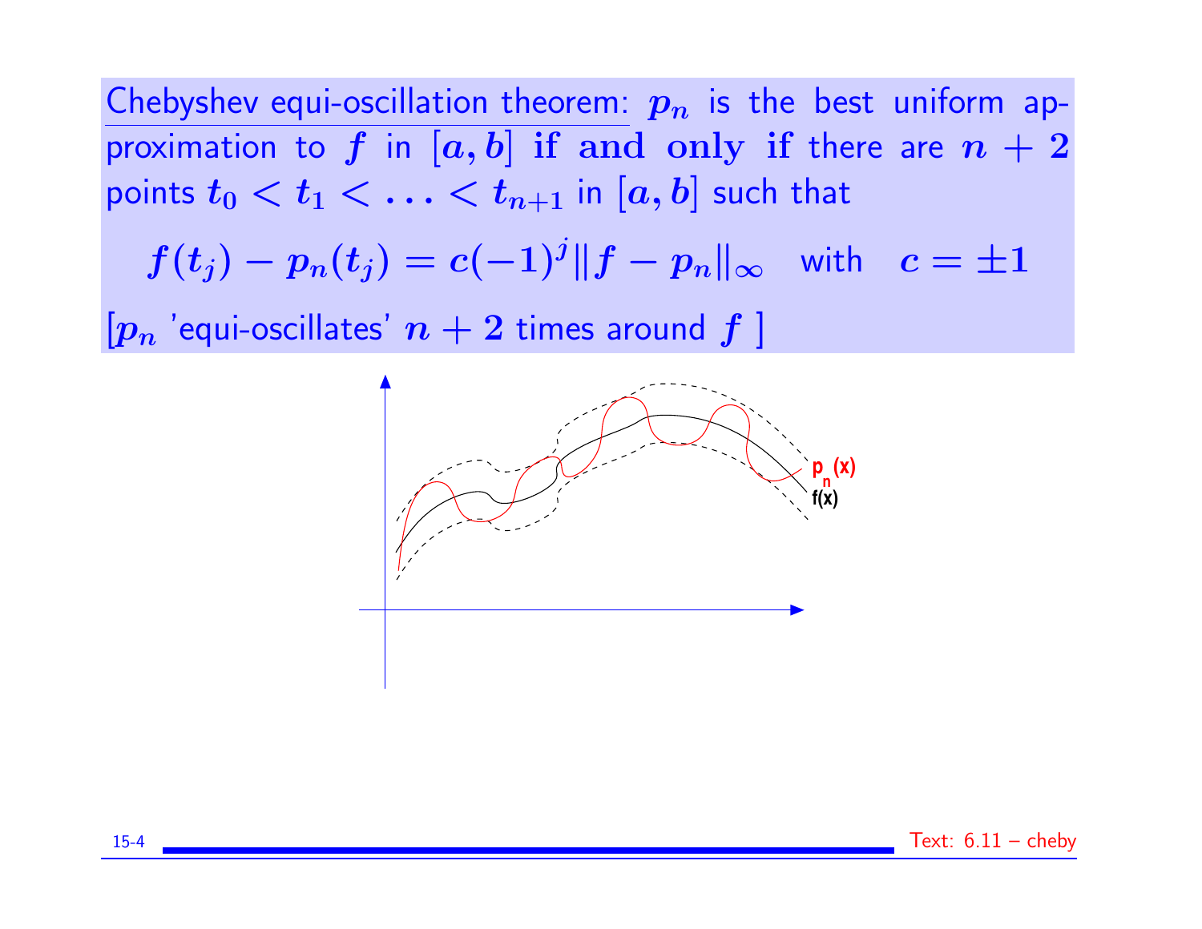Chebyshev equi-oscillation theorem: $p_n$ is the best uniform approximation to $f$ in $[a, b]$ **if and only if** there are $n + 2$ points $t_0 < t_1 < \ldots < t_{n+1}$ in $[a, b]$ such that

$$f(t_j) - p_n(t_j) = c(-1)^j \|f - p_n\|_\infty \quad \text{with} \quad c = \pm 1$$

[$p_n$ 'equi-oscillates' $n + 2$ times around $f$ ]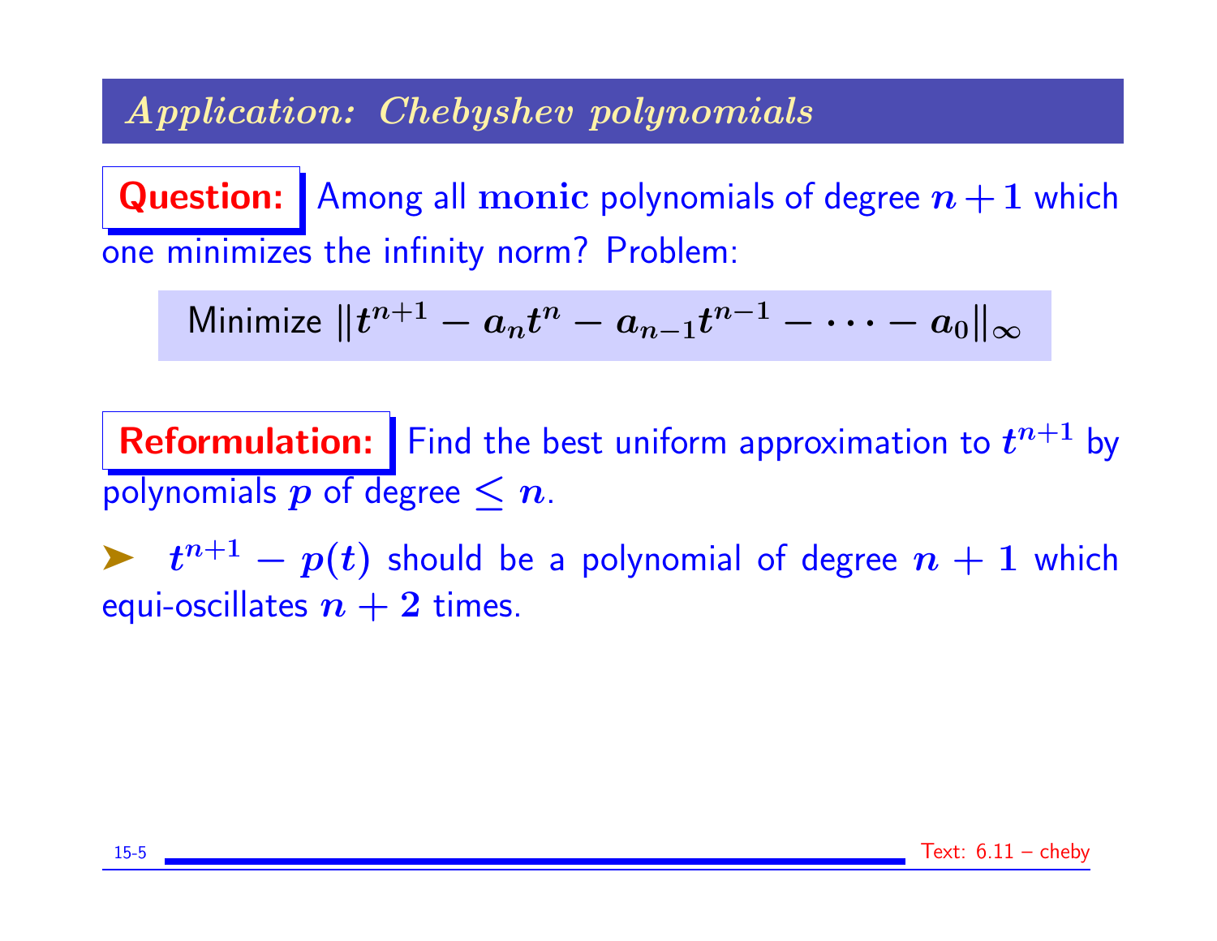## *Application: Chebyshev polynomials*

**Question:** Among all **monic** polynomials of degree $n+1$ which one minimizes the infinity norm? Problem:

$$\text{Minimize } \|t^{n+1} - a_n t^n - a_{n-1} t^{n-1} - \cdots - a_0\|_\infty$$

**Reformulation:** Find the best uniform approximation to $t^{n+1}$ by polynomials $p$ of degree $\leq n$.

➤ $t^{n+1} - p(t)$ should be a polynomial of degree $n+1$ which equi-oscillates $n+2$ times.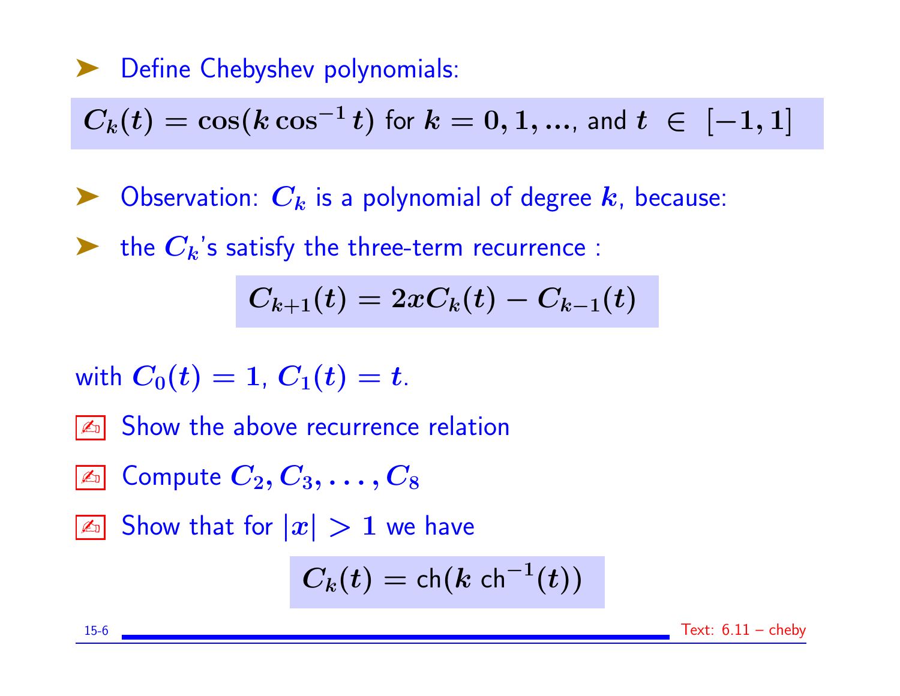- Define Chebyshev polynomials:

$$C_k(t) = \cos(k \cos^{-1} t) \text{ for } k = 0, 1, \ldots, \text{ and } t \in [-1, 1]$$

- Observation: $C_k$ is a polynomial of degree $k$, because:
- the $C_k$'s satisfy the three-term recurrence :

$$C_{k+1}(t) = 2xC_k(t) - C_{k-1}(t)$$

with $C_0(t) = 1$, $C_1(t) = t$.

✍ Show the above recurrence relation

✍ Compute $C_2, C_3, \ldots, C_8$

✍ Show that for $|x| > 1$ we have

$$C_k(t) = \text{ch}(k \ \text{ch}^{-1}(t))$$

Text: 6.11 – cheby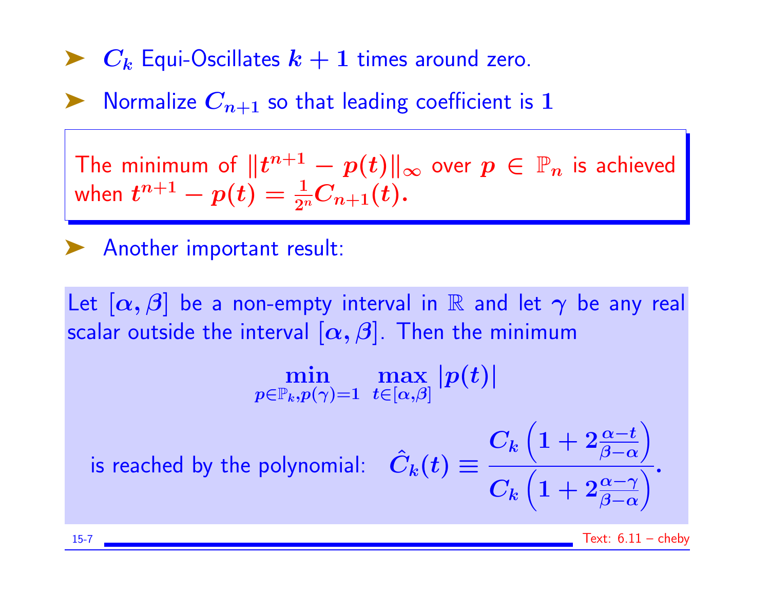- $C_k$ Equi-Oscillates $k+1$ times around zero.
- Normalize $C_{n+1}$ so that leading coefficient is $1$

> The minimum of $\|t^{n+1} - p(t)\|_\infty$ over $p \in \mathbb{P}_n$ is achieved when $t^{n+1} - p(t) = \frac{1}{2^n} C_{n+1}(t)$.

- Another important result:

Let $[\alpha, \beta]$ be a non-empty interval in $\mathbb{R}$ and let $\gamma$ be any real scalar outside the interval $[\alpha, \beta]$. Then the minimum

$$\min_{p \in \mathbb{P}_k, p(\gamma)=1} \max_{t \in [\alpha, \beta]} |p(t)|$$

is reached by the polynomial: $\hat{C}_k(t) \equiv \dfrac{C_k\left(1 + 2\frac{\alpha - t}{\beta - \alpha}\right)}{C_k\left(1 + 2\frac{\alpha - \gamma}{\beta - \alpha}\right)}$.

Text: 6.11 – cheby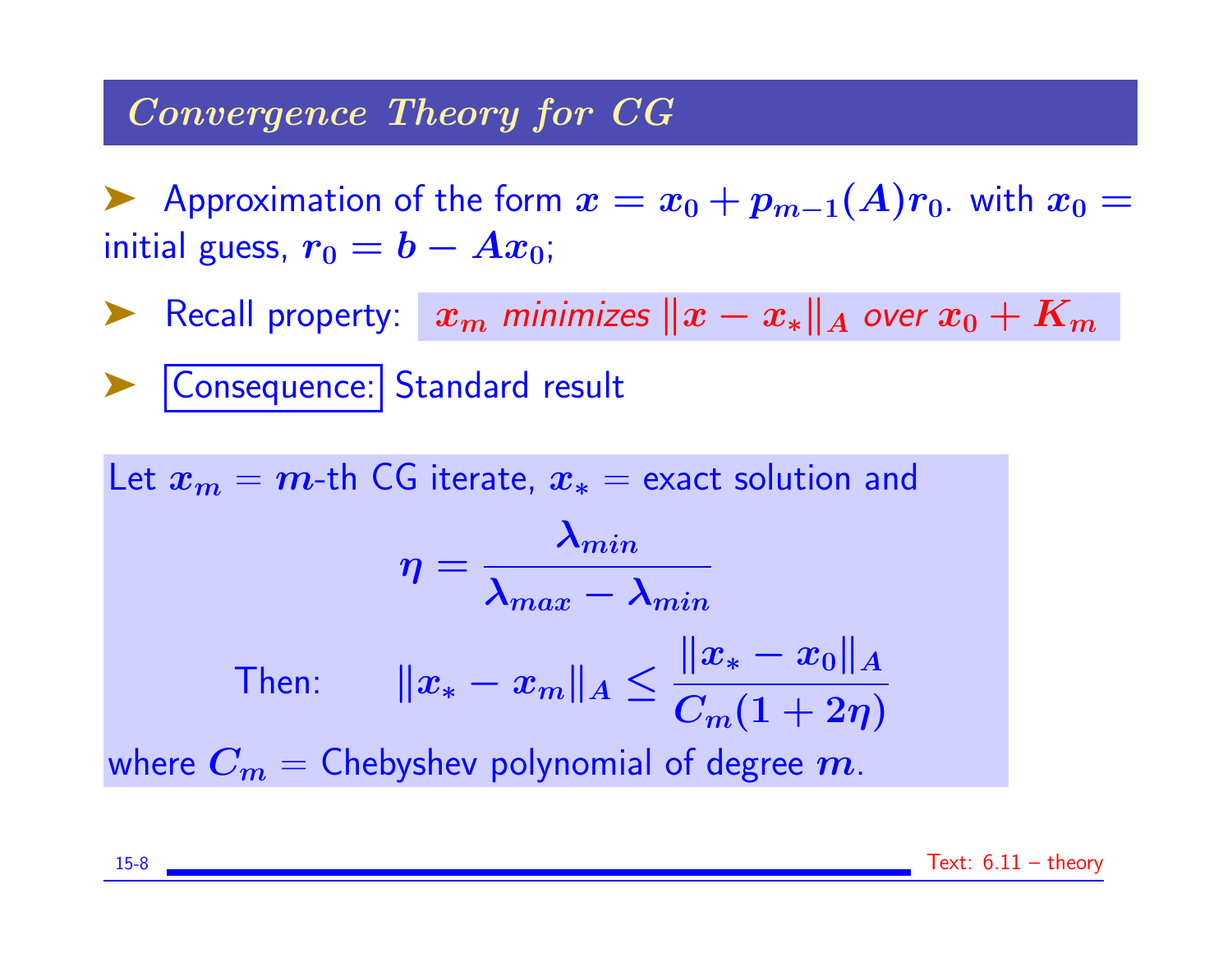## Convergence Theory for CG

- Approximation of the form $x = x_0 + p_{m-1}(A)r_0$. with $x_0 =$ initial guess, $r_0 = b - Ax_0$;
- Recall property: *$x_m$ minimizes $\|x - x_*\|_A$ over $x_0 + K_m$*
- Consequence: Standard result

Let $x_m = m$-th CG iterate, $x_* =$ exact solution and

$$\eta = \frac{\lambda_{min}}{\lambda_{max} - \lambda_{min}}$$

Then: $$\|x_* - x_m\|_A \le \frac{\|x_* - x_0\|_A}{C_m(1 + 2\eta)}$$

where $C_m =$ Chebyshev polynomial of degree $m$.

Text: 6.11 – theory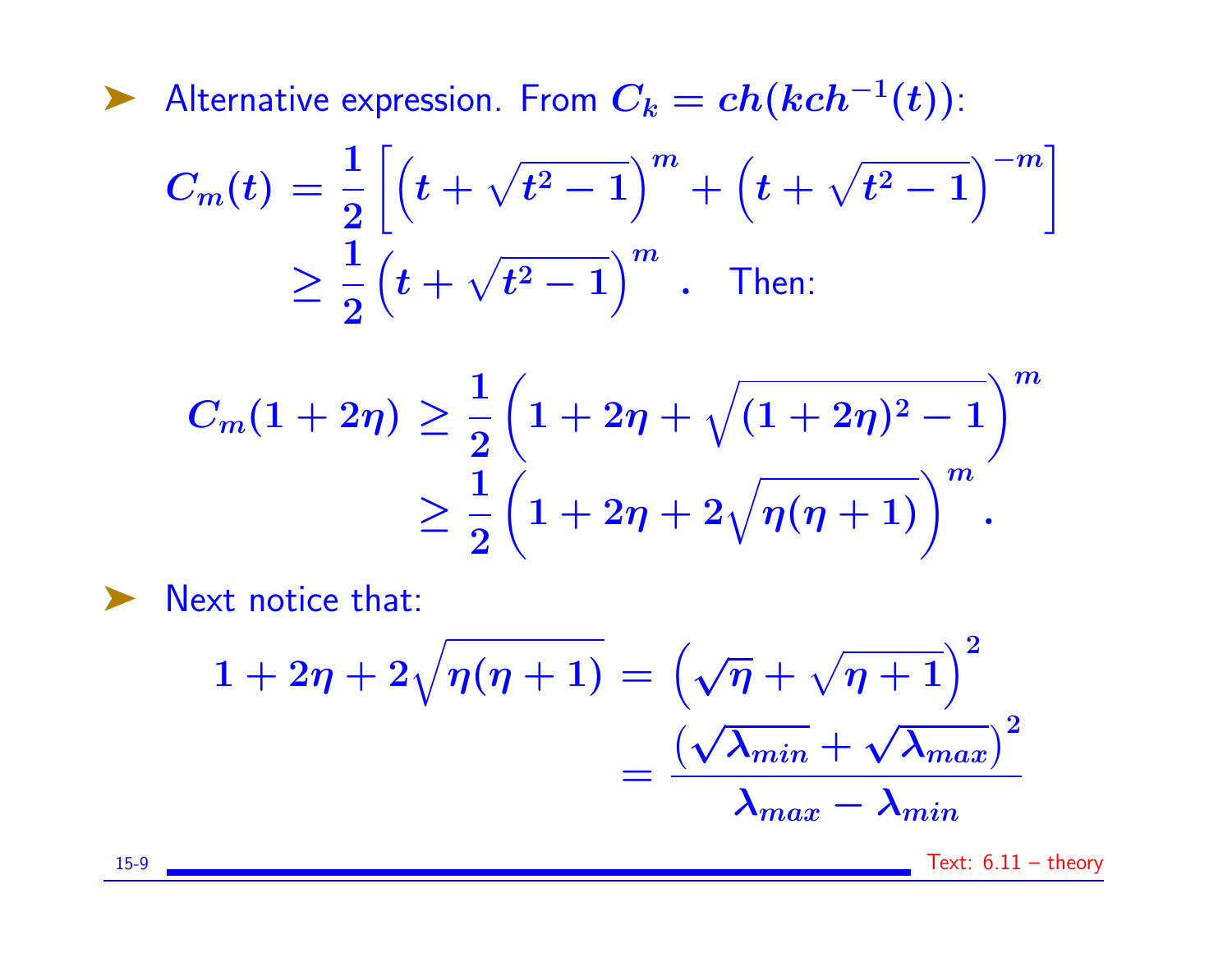- Alternative expression. From $C_k = ch(k ch^{-1}(t))$:

$$C_m(t) = \frac{1}{2}\left[\left(t + \sqrt{t^2-1}\right)^m + \left(t + \sqrt{t^2-1}\right)^{-m}\right]$$
$$\geq \frac{1}{2}\left(t + \sqrt{t^2-1}\right)^m \quad . \quad \text{Then:}$$

$$C_m(1+2\eta) \geq \frac{1}{2}\left(1 + 2\eta + \sqrt{(1+2\eta)^2 - 1}\right)^m$$
$$\geq \frac{1}{2}\left(1 + 2\eta + 2\sqrt{\eta(\eta+1)}\right)^m .$$

- Next notice that:

$$1 + 2\eta + 2\sqrt{\eta(\eta+1)} = \left(\sqrt{\eta} + \sqrt{\eta+1}\right)^2$$
$$= \frac{\left(\sqrt{\lambda_{min}} + \sqrt{\lambda_{max}}\right)^2}{\lambda_{max} - \lambda_{min}}$$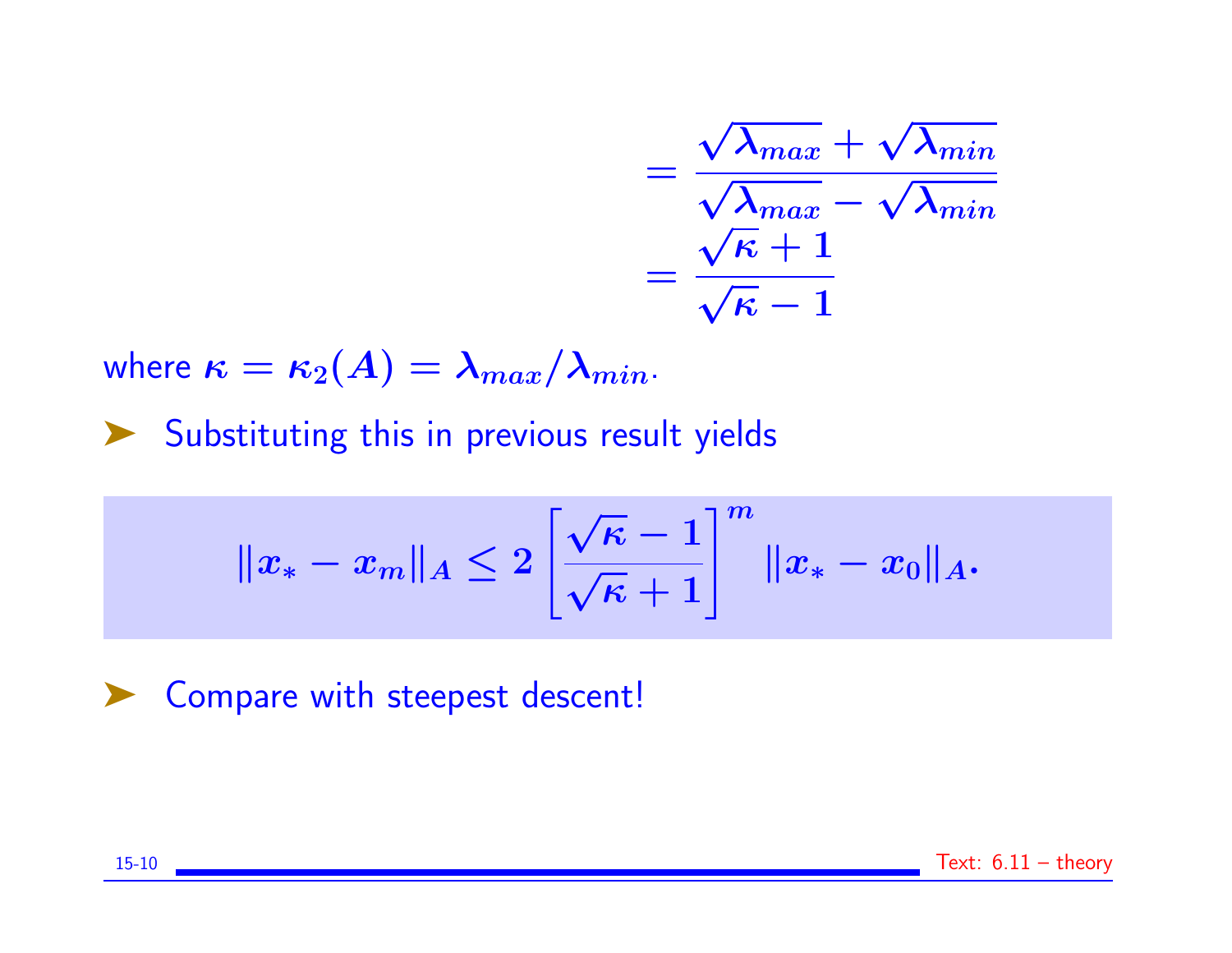$$= \frac{\sqrt{\lambda_{max}} + \sqrt{\lambda_{min}}}{\sqrt{\lambda_{max}} - \sqrt{\lambda_{min}}}$$

$$= \frac{\sqrt{\kappa} + 1}{\sqrt{\kappa} - 1}$$

where $\kappa = \kappa_2(A) = \lambda_{max}/\lambda_{min}$.

- Substituting this in previous result yields

$$\|x_* - x_m\|_A \leq 2 \left[ \frac{\sqrt{\kappa} - 1}{\sqrt{\kappa} + 1} \right]^m \|x_* - x_0\|_A.$$

- Compare with steepest descent!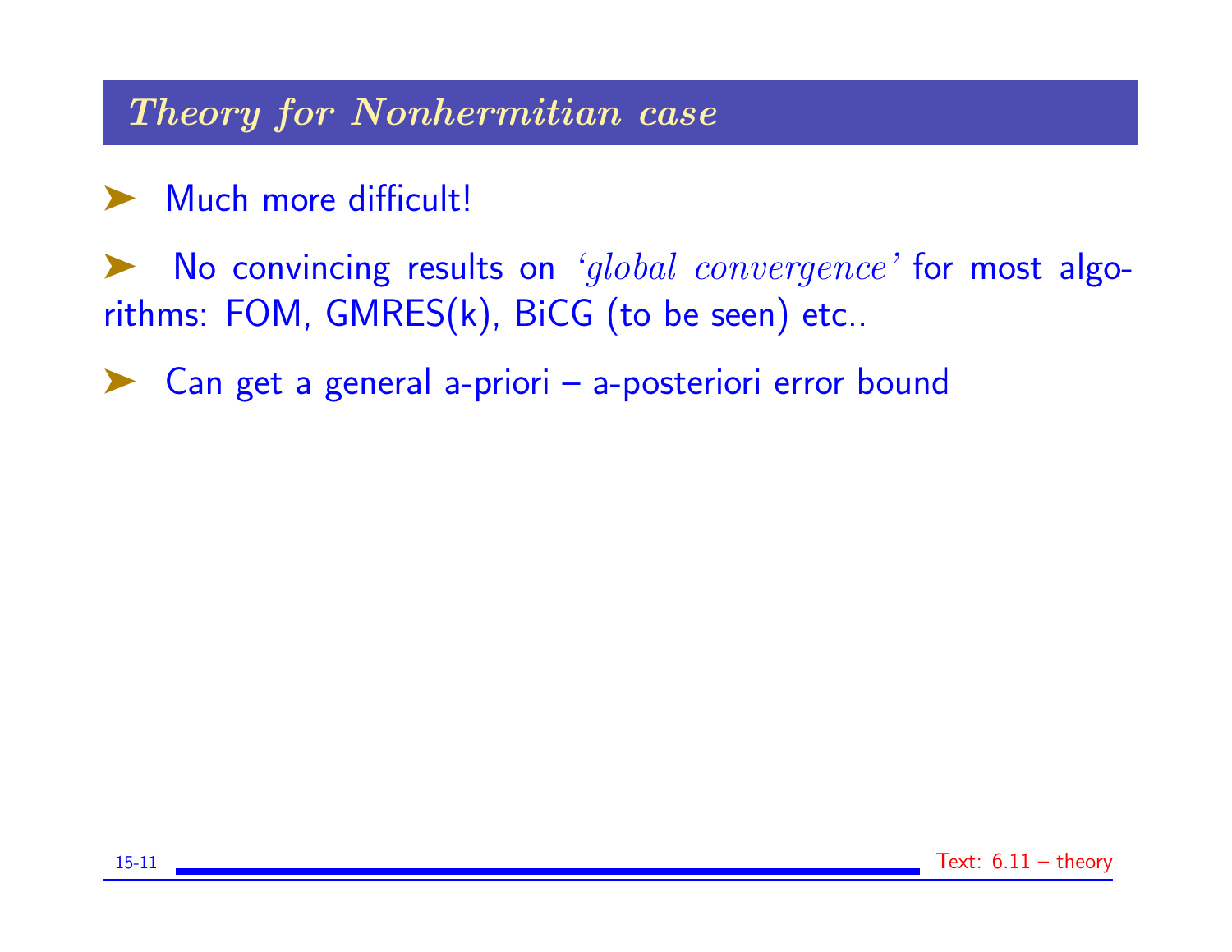## *Theory for Nonhermitian case*

- Much more difficult!
- No convincing results on *'global convergence'* for most algorithms: FOM, GMRES(k), BiCG (to be seen) etc..
- Can get a general a-priori – a-posteriori error bound

Text: 6.11 – theory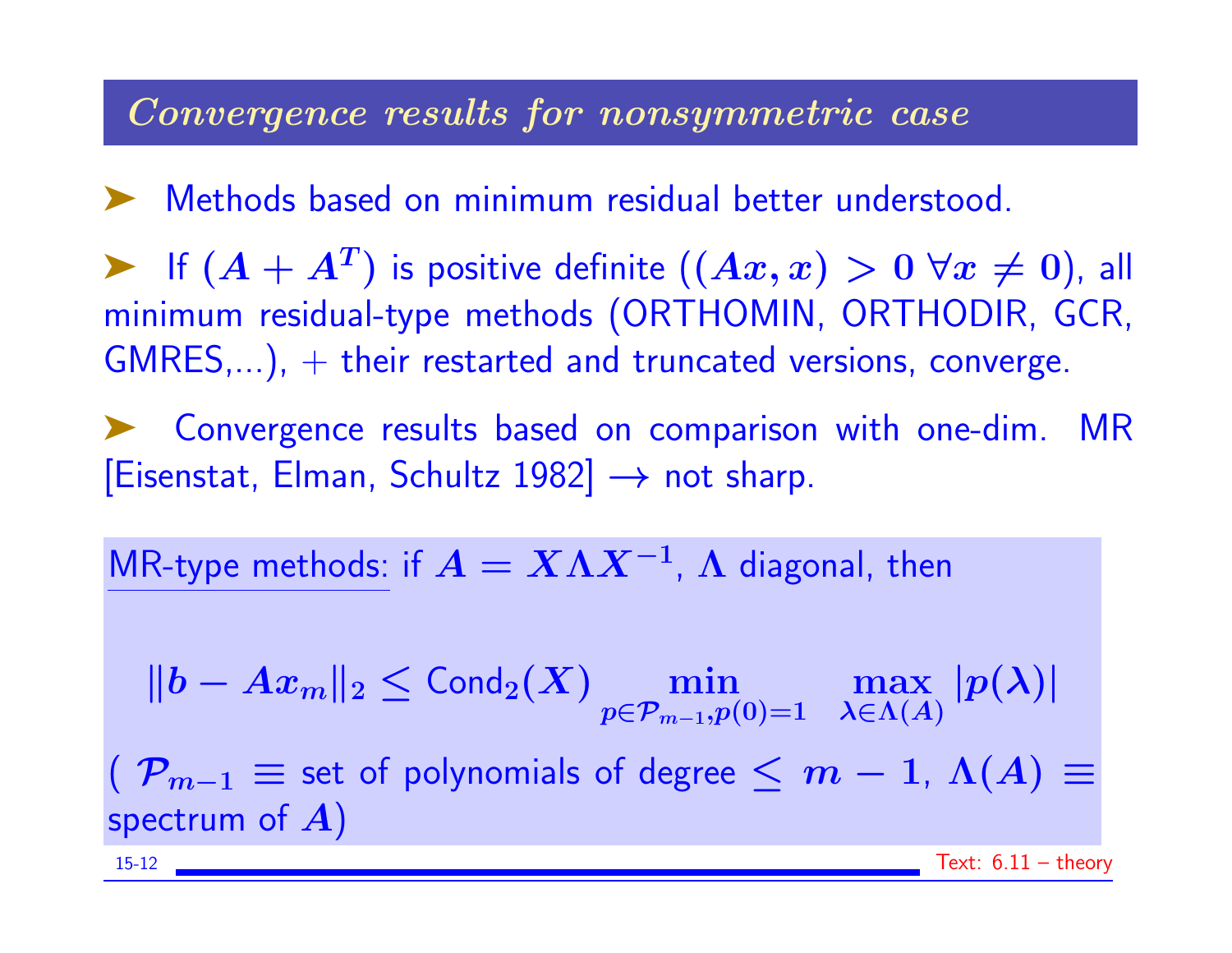## *Convergence results for nonsymmetric case*

- Methods based on minimum residual better understood.
- If $(A + A^T)$ is positive definite ($(Ax, x) > 0 \; \forall x \neq 0$), all minimum residual-type methods (ORTHOMIN, ORTHODIR, GCR, GMRES,...), + their restarted and truncated versions, converge.
- Convergence results based on comparison with one-dim. MR [Eisenstat, Elman, Schultz 1982] $\rightarrow$ not sharp.

MR-type methods: if $A = X \Lambda X^{-1}$, $\Lambda$ diagonal, then

$$\|b - Ax_m\|_2 \leq \text{Cond}_2(X) \min_{p \in \mathcal{P}_{m-1}, p(0)=1} \max_{\lambda \in \Lambda(A)} |p(\lambda)|$$

( $\mathcal{P}_{m-1} \equiv$ set of polynomials of degree $\leq m - 1$, $\Lambda(A) \equiv$ spectrum of $A$)

Text: 6.11 – theory